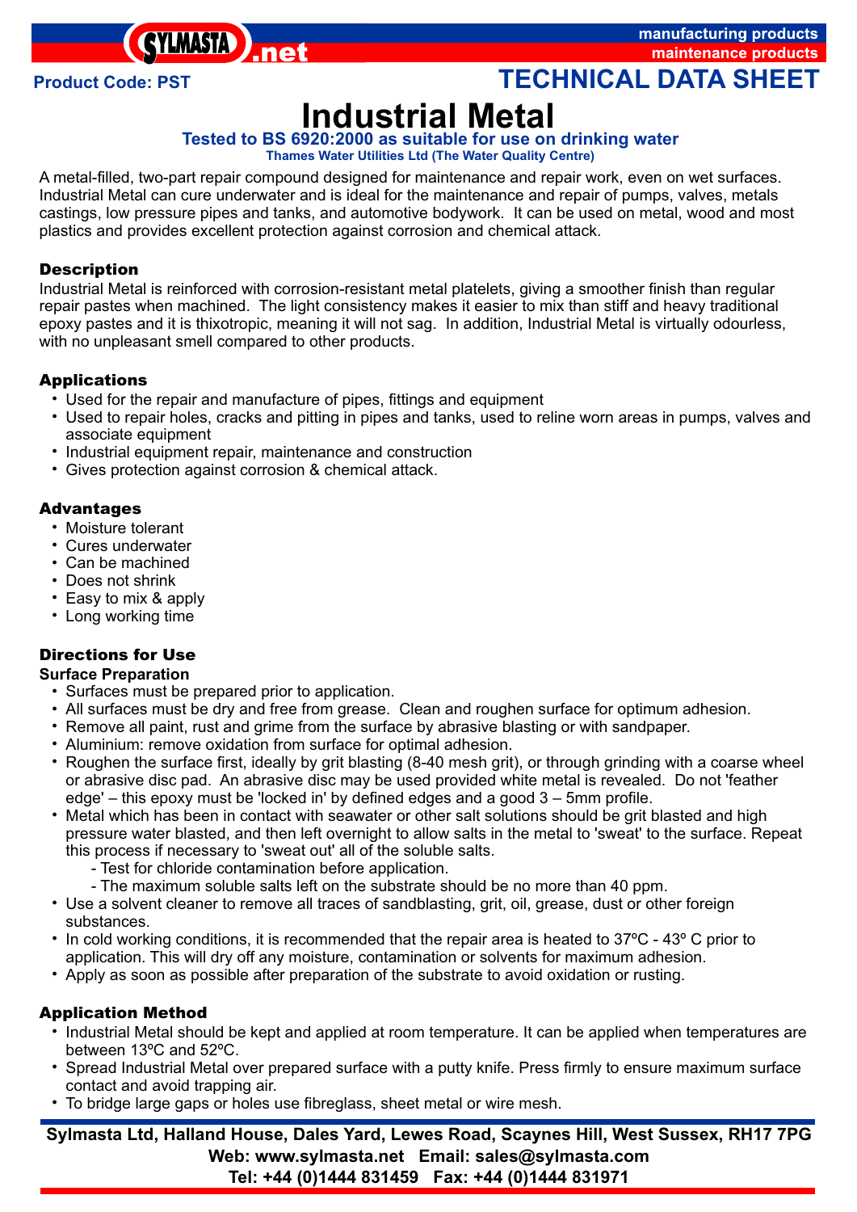Product Code: PST

TECHNICAL DATA SHEET

# Industrial Metal

**Tested to BS 6920:2000 as suitable for use on drinking water**
**Thames Water Utilities Ltd (The Water Quality Centre)**

A metal-filled, two-part repair compound designed for maintenance and repair work, even on wet surfaces. Industrial Metal can cure underwater and is ideal for the maintenance and repair of pumps, valves, metals castings, low pressure pipes and tanks, and automotive bodywork. It can be used on metal, wood and most plastics and provides excellent protection against corrosion and chemical attack.

## Description

Industrial Metal is reinforced with corrosion-resistant metal platelets, giving a smoother finish than regular repair pastes when machined. The light consistency makes it easier to mix than stiff and heavy traditional epoxy pastes and it is thixotropic, meaning it will not sag. In addition, Industrial Metal is virtually odourless, with no unpleasant smell compared to other products.

## Applications

- Used for the repair and manufacture of pipes, fittings and equipment
- Used to repair holes, cracks and pitting in pipes and tanks, used to reline worn areas in pumps, valves and associate equipment
- Industrial equipment repair, maintenance and construction
- Gives protection against corrosion & chemical attack.

## Advantages

- Moisture tolerant
- Cures underwater
- Can be machined
- Does not shrink
- Easy to mix & apply
- Long working time

## Directions for Use

### Surface Preparation

- Surfaces must be prepared prior to application.
- All surfaces must be dry and free from grease. Clean and roughen surface for optimum adhesion.
- Remove all paint, rust and grime from the surface by abrasive blasting or with sandpaper.
- Aluminium: remove oxidation from surface for optimal adhesion.
- Roughen the surface first, ideally by grit blasting (8-40 mesh grit), or through grinding with a coarse wheel or abrasive disc pad. An abrasive disc may be used provided white metal is revealed. Do not 'feather edge' – this epoxy must be 'locked in' by defined edges and a good 3 – 5mm profile.
- Metal which has been in contact with seawater or other salt solutions should be grit blasted and high pressure water blasted, and then left overnight to allow salts in the metal to 'sweat' to the surface. Repeat this process if necessary to 'sweat out' all of the soluble salts.
  - Test for chloride contamination before application.
  - The maximum soluble salts left on the substrate should be no more than 40 ppm.
- Use a solvent cleaner to remove all traces of sandblasting, grit, oil, grease, dust or other foreign substances.
- In cold working conditions, it is recommended that the repair area is heated to 37ºC - 43º C prior to application. This will dry off any moisture, contamination or solvents for maximum adhesion.
- Apply as soon as possible after preparation of the substrate to avoid oxidation or rusting.

### Application Method

- Industrial Metal should be kept and applied at room temperature. It can be applied when temperatures are between 13ºC and 52ºC.
- Spread Industrial Metal over prepared surface with a putty knife. Press firmly to ensure maximum surface contact and avoid trapping air.
- To bridge large gaps or holes use fibreglass, sheet metal or wire mesh.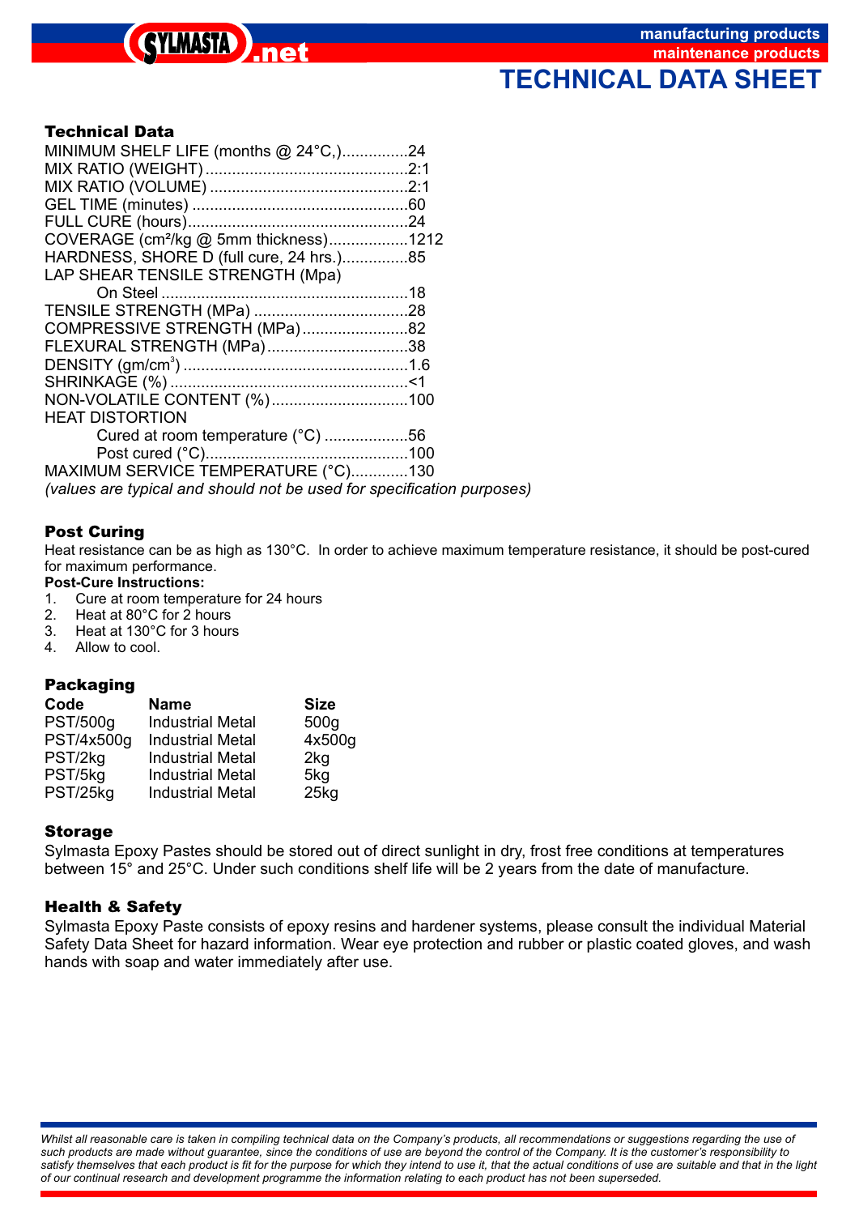# TECHNICAL DATA SHEET

### Technical Data

MINIMUM SHELF LIFE (months @ 24°C,)...............24
MIX RATIO (WEIGHT)..............................................2:1
MIX RATIO (VOLUME) .............................................2:1
GEL TIME (minutes) .................................................60
FULL CURE (hours)..................................................24
COVERAGE ($cm^2$/kg @ 5mm thickness)..................1212
HARDNESS, SHORE D (full cure, 24 hrs.)...............85
LAP SHEAR TENSILE STRENGTH (Mpa)
    On Steel ........................................................18
TENSILE STRENGTH (MPa) ...................................28
COMPRESSIVE STRENGTH (MPa)........................82
FLEXURAL STRENGTH (MPa)................................38
DENSITY (gm/$cm^3$) ...................................................1.6
SHRINKAGE (%) .....................................................<1
NON-VOLATILE CONTENT (%)...............................100
HEAT DISTORTION
    Cured at room temperature (°C) ...................56
    Post cured (°C)..............................................100
MAXIMUM SERVICE TEMPERATURE (°C).............130
*(values are typical and should not be used for specification purposes)*

### Post Curing

Heat resistance can be as high as 130°C. In order to achieve maximum temperature resistance, it should be post-cured for maximum performance.

**Post-Cure Instructions:**

1. Cure at room temperature for 24 hours
2. Heat at 80°C for 2 hours
3. Heat at 130°C for 3 hours
4. Allow to cool.

### Packaging

| Code | Name | Size |
|---|---|---|
| PST/500g | Industrial Metal | 500g |
| PST/4x500g | Industrial Metal | 4x500g |
| PST/2kg | Industrial Metal | 2kg |
| PST/5kg | Industrial Metal | 5kg |
| PST/25kg | Industrial Metal | 25kg |

### Storage

Sylmasta Epoxy Pastes should be stored out of direct sunlight in dry, frost free conditions at temperatures between 15° and 25°C. Under such conditions shelf life will be 2 years from the date of manufacture.

### Health & Safety

Sylmasta Epoxy Paste consists of epoxy resins and hardener systems, please consult the individual Material Safety Data Sheet for hazard information. Wear eye protection and rubber or plastic coated gloves, and wash hands with soap and water immediately after use.

*Whilst all reasonable care is taken in compiling technical data on the Company's products, all recommendations or suggestions regarding the use of such products are made without guarantee, since the conditions of use are beyond the control of the Company. It is the customer's responsibility to satisfy themselves that each product is fit for the purpose for which they intend to use it, that the actual conditions of use are suitable and that in the light of our continual research and development programme the information relating to each product has not been superseded.*